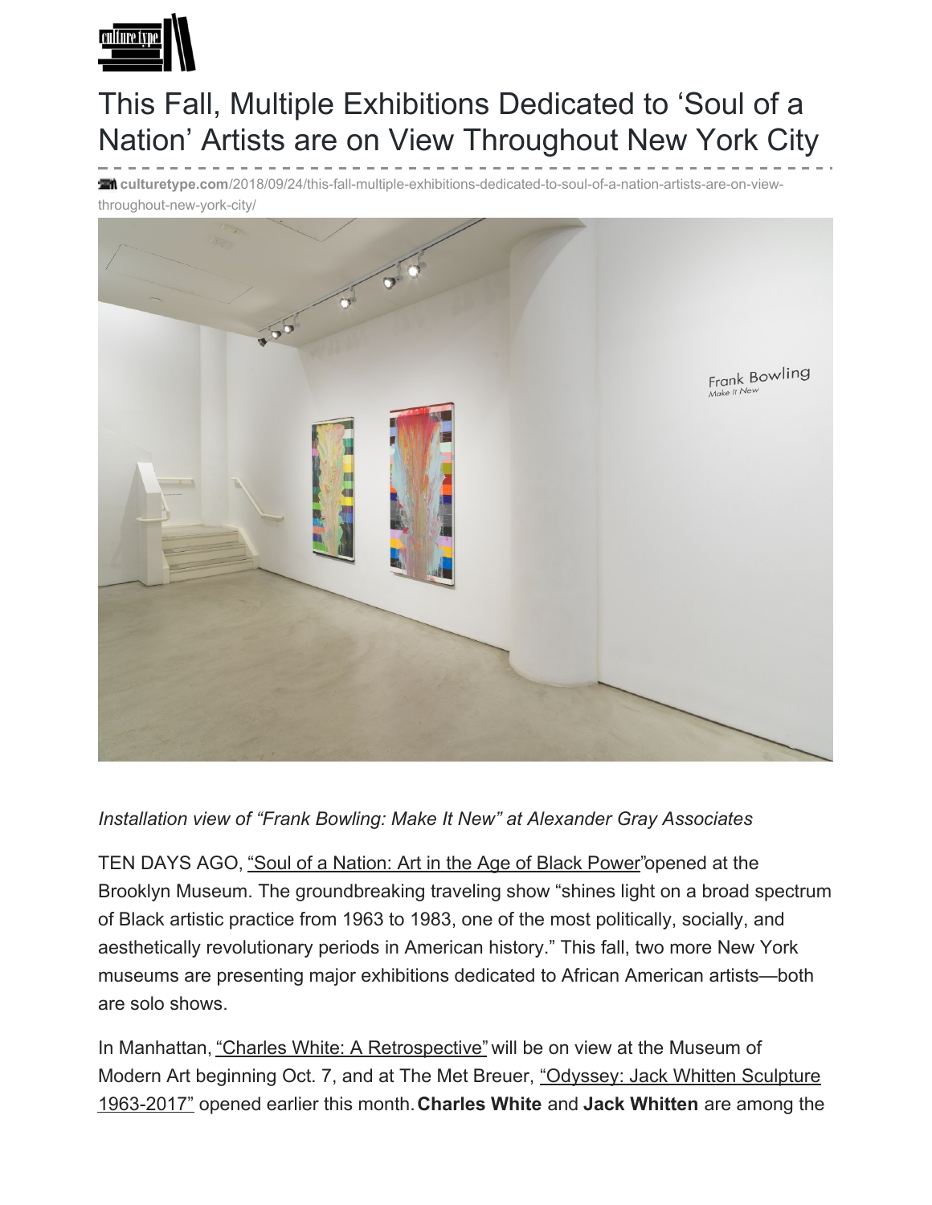# This Fall, Multiple Exhibitions Dedicated to 'Soul of a Nation' Artists are on View Throughout New York City

culturetype.com/2018/09/24/this-fall-multiple-exhibitions-dedicated-to-soul-of-a-nation-artists-are-on-view-throughout-new-york-city/

*Installation view of "Frank Bowling: Make It New" at Alexander Gray Associates*

TEN DAYS AGO, "Soul of a Nation: Art in the Age of Black Power" opened at the Brooklyn Museum. The groundbreaking traveling show "shines light on a broad spectrum of Black artistic practice from 1963 to 1983, one of the most politically, socially, and aesthetically revolutionary periods in American history." This fall, two more New York museums are presenting major exhibitions dedicated to African American artists—both are solo shows.

In Manhattan, "Charles White: A Retrospective" will be on view at the Museum of Modern Art beginning Oct. 7, and at The Met Breuer, "Odyssey: Jack Whitten Sculpture 1963-2017" opened earlier this month. **Charles White** and **Jack Whitten** are among the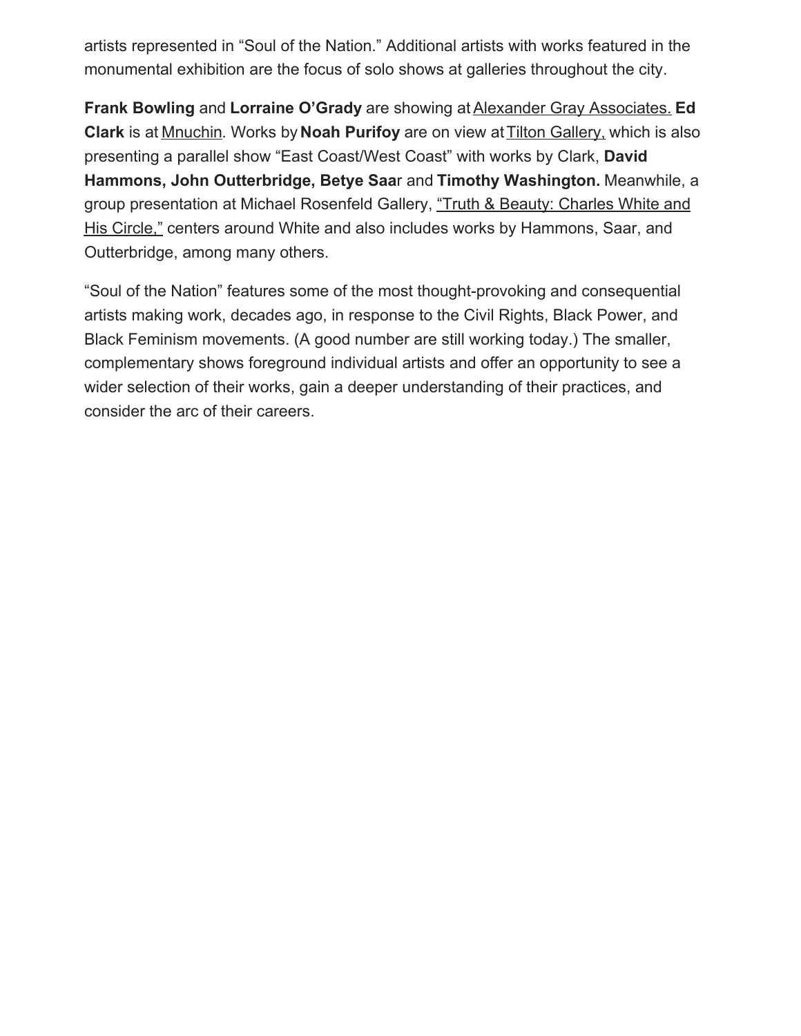artists represented in "Soul of the Nation." Additional artists with works featured in the monumental exhibition are the focus of solo shows at galleries throughout the city.

**Frank Bowling** and **Lorraine O'Grady** are showing at Alexander Gray Associates. **Ed Clark** is at Mnuchin. Works by **Noah Purifoy** are on view at Tilton Gallery, which is also presenting a parallel show "East Coast/West Coast" with works by Clark, **David Hammons, John Outterbridge, Betye Saar** and **Timothy Washington.** Meanwhile, a group presentation at Michael Rosenfeld Gallery, "Truth & Beauty: Charles White and His Circle," centers around White and also includes works by Hammons, Saar, and Outterbridge, among many others.

"Soul of the Nation" features some of the most thought-provoking and consequential artists making work, decades ago, in response to the Civil Rights, Black Power, and Black Feminism movements. (A good number are still working today.) The smaller, complementary shows foreground individual artists and offer an opportunity to see a wider selection of their works, gain a deeper understanding of their practices, and consider the arc of their careers.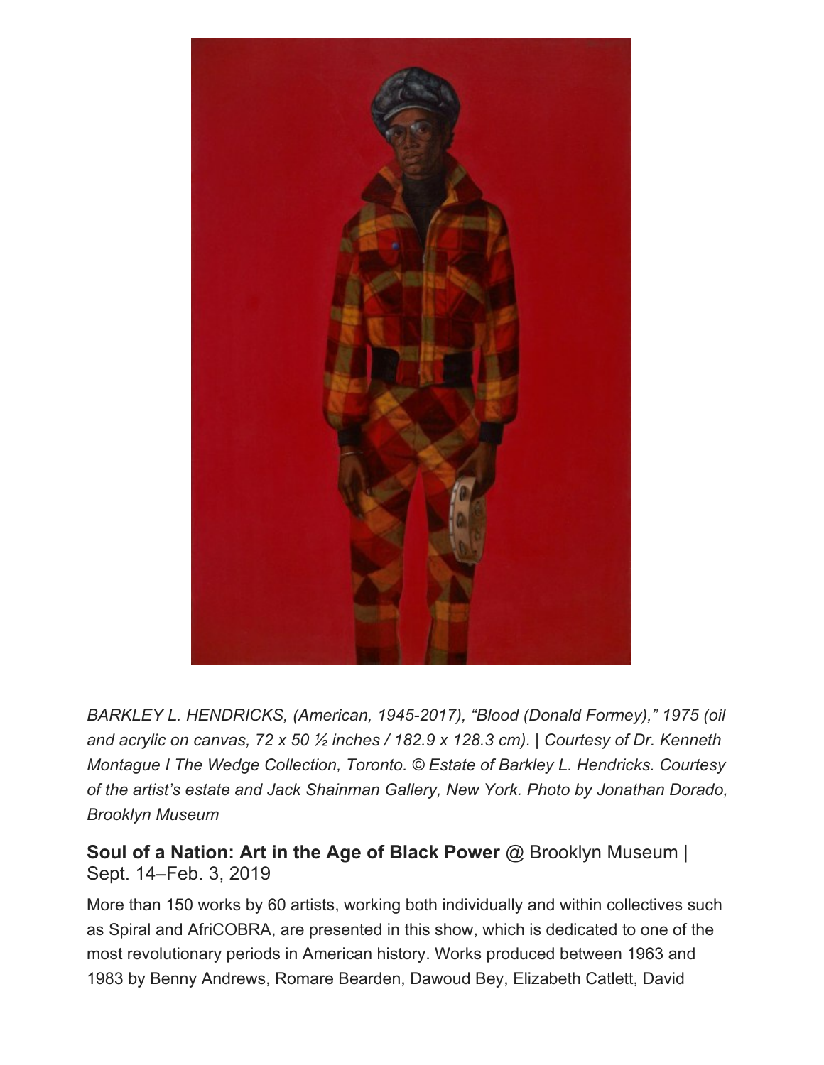*BARKLEY L. HENDRICKS, (American, 1945-2017), "Blood (Donald Formey)," 1975 (oil and acrylic on canvas, 72 x 50 ½ inches / 182.9 x 128.3 cm). | Courtesy of Dr. Kenneth Montague I The Wedge Collection, Toronto. © Estate of Barkley L. Hendricks. Courtesy of the artist's estate and Jack Shainman Gallery, New York. Photo by Jonathan Dorado, Brooklyn Museum*

**Soul of a Nation: Art in the Age of Black Power** @ Brooklyn Museum | Sept. 14–Feb. 3, 2019

More than 150 works by 60 artists, working both individually and within collectives such as Spiral and AfriCOBRA, are presented in this show, which is dedicated to one of the most revolutionary periods in American history. Works produced between 1963 and 1983 by Benny Andrews, Romare Bearden, Dawoud Bey, Elizabeth Catlett, David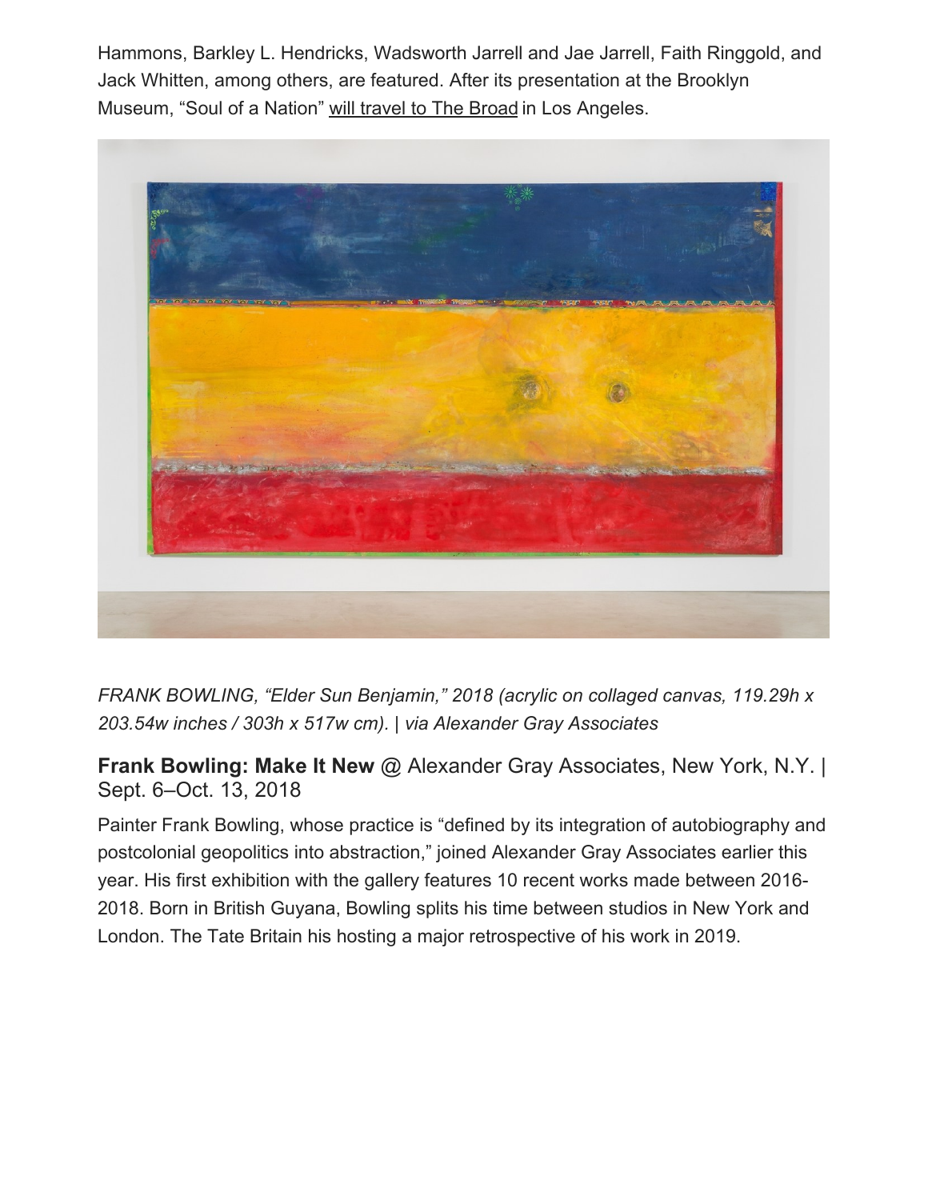Hammons, Barkley L. Hendricks, Wadsworth Jarrell and Jae Jarrell, Faith Ringgold, and Jack Whitten, among others, are featured. After its presentation at the Brooklyn Museum, “Soul of a Nation” will travel to The Broad in Los Angeles.

*FRANK BOWLING, “Elder Sun Benjamin,” 2018 (acrylic on collaged canvas, 119.29h x 203.54w inches / 303h x 517w cm). | via Alexander Gray Associates*

**Frank Bowling: Make It New** @ Alexander Gray Associates, New York, N.Y. | Sept. 6–Oct. 13, 2018

Painter Frank Bowling, whose practice is “defined by its integration of autobiography and postcolonial geopolitics into abstraction,” joined Alexander Gray Associates earlier this year. His first exhibition with the gallery features 10 recent works made between 2016-2018. Born in British Guyana, Bowling splits his time between studios in New York and London. The Tate Britain his hosting a major retrospective of his work in 2019.